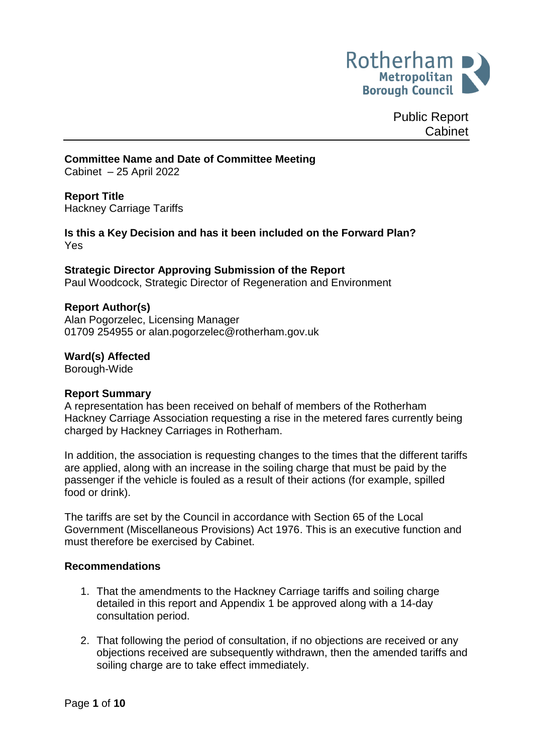Public Report
Cabinet

**Committee Name and Date of Committee Meeting**
Cabinet – 25 April 2022

**Report Title**
Hackney Carriage Tariffs

**Is this a Key Decision and has it been included on the Forward Plan?**
Yes

**Strategic Director Approving Submission of the Report**
Paul Woodcock, Strategic Director of Regeneration and Environment

**Report Author(s)**
Alan Pogorzelec, Licensing Manager
01709 254955 or alan.pogorzelec@rotherham.gov.uk

**Ward(s) Affected**
Borough-Wide

**Report Summary**
A representation has been received on behalf of members of the Rotherham Hackney Carriage Association requesting a rise in the metered fares currently being charged by Hackney Carriages in Rotherham.

In addition, the association is requesting changes to the times that the different tariffs are applied, along with an increase in the soiling charge that must be paid by the passenger if the vehicle is fouled as a result of their actions (for example, spilled food or drink).

The tariffs are set by the Council in accordance with Section 65 of the Local Government (Miscellaneous Provisions) Act 1976. This is an executive function and must therefore be exercised by Cabinet.

**Recommendations**

1. That the amendments to the Hackney Carriage tariffs and soiling charge detailed in this report and Appendix 1 be approved along with a 14-day consultation period.

2. That following the period of consultation, if no objections are received or any objections received are subsequently withdrawn, then the amended tariffs and soiling charge are to take effect immediately.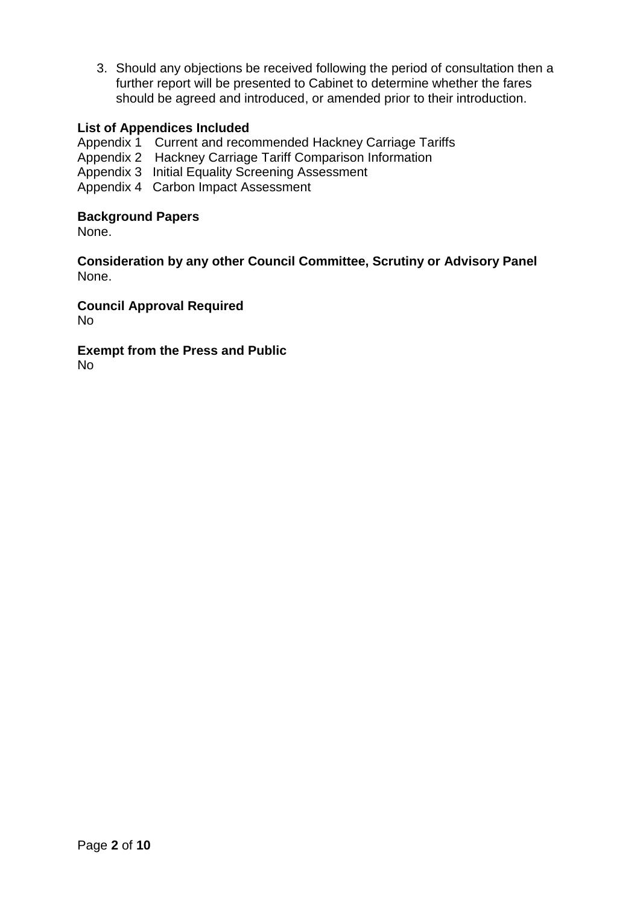3. Should any objections be received following the period of consultation then a further report will be presented to Cabinet to determine whether the fares should be agreed and introduced, or amended prior to their introduction.

**List of Appendices Included**

Appendix 1 Current and recommended Hackney Carriage Tariffs
Appendix 2 Hackney Carriage Tariff Comparison Information
Appendix 3 Initial Equality Screening Assessment
Appendix 4 Carbon Impact Assessment

**Background Papers**

None.

**Consideration by any other Council Committee, Scrutiny or Advisory Panel**

None.

**Council Approval Required**

No

**Exempt from the Press and Public**

No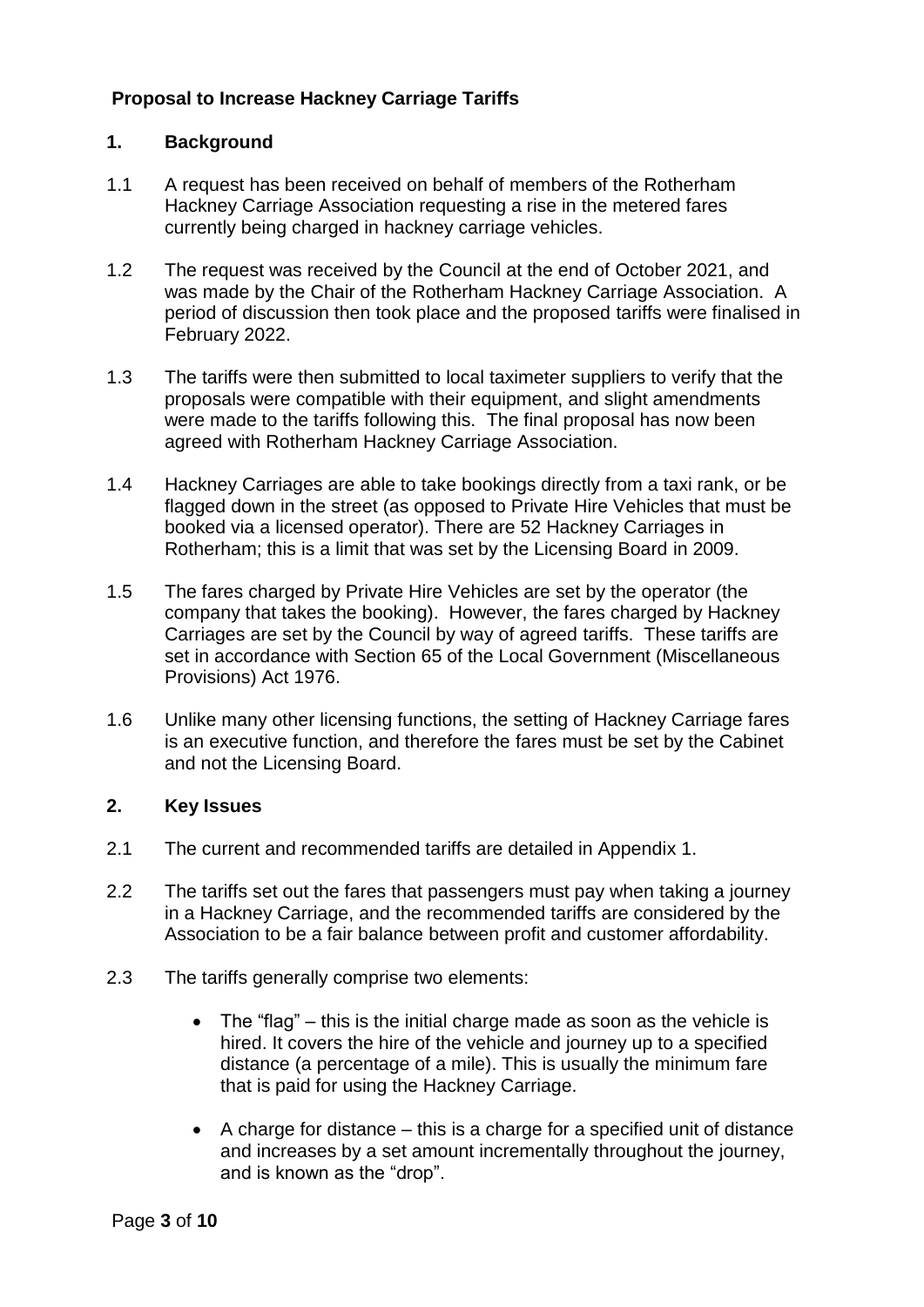## Proposal to Increase Hackney Carriage Tariffs

### 1. Background

1.1 A request has been received on behalf of members of the Rotherham Hackney Carriage Association requesting a rise in the metered fares currently being charged in hackney carriage vehicles.

1.2 The request was received by the Council at the end of October 2021, and was made by the Chair of the Rotherham Hackney Carriage Association. A period of discussion then took place and the proposed tariffs were finalised in February 2022.

1.3 The tariffs were then submitted to local taximeter suppliers to verify that the proposals were compatible with their equipment, and slight amendments were made to the tariffs following this. The final proposal has now been agreed with Rotherham Hackney Carriage Association.

1.4 Hackney Carriages are able to take bookings directly from a taxi rank, or be flagged down in the street (as opposed to Private Hire Vehicles that must be booked via a licensed operator). There are 52 Hackney Carriages in Rotherham; this is a limit that was set by the Licensing Board in 2009.

1.5 The fares charged by Private Hire Vehicles are set by the operator (the company that takes the booking). However, the fares charged by Hackney Carriages are set by the Council by way of agreed tariffs. These tariffs are set in accordance with Section 65 of the Local Government (Miscellaneous Provisions) Act 1976.

1.6 Unlike many other licensing functions, the setting of Hackney Carriage fares is an executive function, and therefore the fares must be set by the Cabinet and not the Licensing Board.

### 2. Key Issues

2.1 The current and recommended tariffs are detailed in Appendix 1.

2.2 The tariffs set out the fares that passengers must pay when taking a journey in a Hackney Carriage, and the recommended tariffs are considered by the Association to be a fair balance between profit and customer affordability.

2.3 The tariffs generally comprise two elements:

- The "flag" – this is the initial charge made as soon as the vehicle is hired. It covers the hire of the vehicle and journey up to a specified distance (a percentage of a mile). This is usually the minimum fare that is paid for using the Hackney Carriage.

- A charge for distance – this is a charge for a specified unit of distance and increases by a set amount incrementally throughout the journey, and is known as the "drop".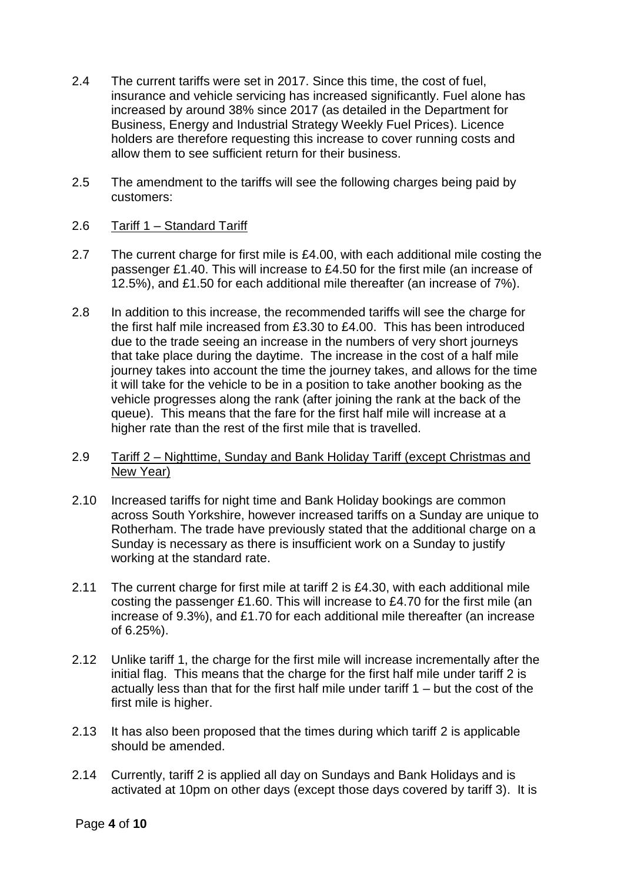2.4 The current tariffs were set in 2017. Since this time, the cost of fuel, insurance and vehicle servicing has increased significantly. Fuel alone has increased by around 38% since 2017 (as detailed in the Department for Business, Energy and Industrial Strategy Weekly Fuel Prices). Licence holders are therefore requesting this increase to cover running costs and allow them to see sufficient return for their business.

2.5 The amendment to the tariffs will see the following charges being paid by customers:

2.6 <u>Tariff 1 – Standard Tariff</u>

2.7 The current charge for first mile is £4.00, with each additional mile costing the passenger £1.40. This will increase to £4.50 for the first mile (an increase of 12.5%), and £1.50 for each additional mile thereafter (an increase of 7%).

2.8 In addition to this increase, the recommended tariffs will see the charge for the first half mile increased from £3.30 to £4.00. This has been introduced due to the trade seeing an increase in the numbers of very short journeys that take place during the daytime. The increase in the cost of a half mile journey takes into account the time the journey takes, and allows for the time it will take for the vehicle to be in a position to take another booking as the vehicle progresses along the rank (after joining the rank at the back of the queue). This means that the fare for the first half mile will increase at a higher rate than the rest of the first mile that is travelled.

2.9 <u>Tariff 2 – Nighttime, Sunday and Bank Holiday Tariff (except Christmas and New Year)</u>

2.10 Increased tariffs for night time and Bank Holiday bookings are common across South Yorkshire, however increased tariffs on a Sunday are unique to Rotherham. The trade have previously stated that the additional charge on a Sunday is necessary as there is insufficient work on a Sunday to justify working at the standard rate.

2.11 The current charge for first mile at tariff 2 is £4.30, with each additional mile costing the passenger £1.60. This will increase to £4.70 for the first mile (an increase of 9.3%), and £1.70 for each additional mile thereafter (an increase of 6.25%).

2.12 Unlike tariff 1, the charge for the first mile will increase incrementally after the initial flag. This means that the charge for the first half mile under tariff 2 is actually less than that for the first half mile under tariff 1 – but the cost of the first mile is higher.

2.13 It has also been proposed that the times during which tariff 2 is applicable should be amended.

2.14 Currently, tariff 2 is applied all day on Sundays and Bank Holidays and is activated at 10pm on other days (except those days covered by tariff 3). It is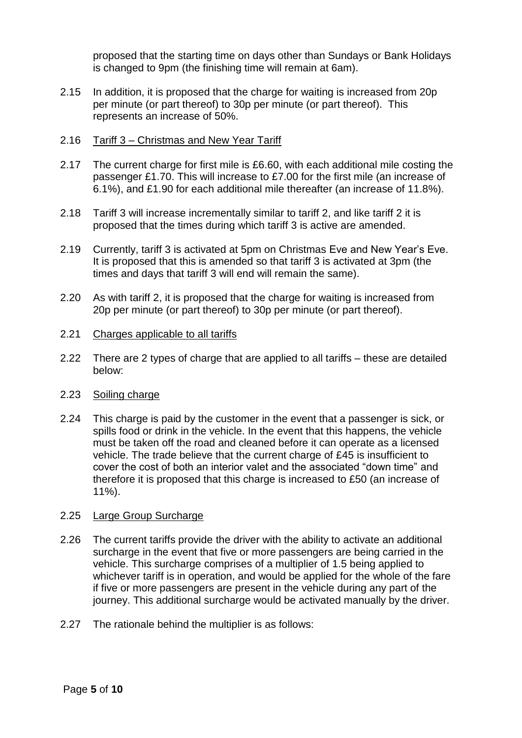proposed that the starting time on days other than Sundays or Bank Holidays is changed to 9pm (the finishing time will remain at 6am).

2.15 In addition, it is proposed that the charge for waiting is increased from 20p per minute (or part thereof) to 30p per minute (or part thereof). This represents an increase of 50%.

2.16 <u>Tariff 3 – Christmas and New Year Tariff</u>

2.17 The current charge for first mile is £6.60, with each additional mile costing the passenger £1.70. This will increase to £7.00 for the first mile (an increase of 6.1%), and £1.90 for each additional mile thereafter (an increase of 11.8%).

2.18 Tariff 3 will increase incrementally similar to tariff 2, and like tariff 2 it is proposed that the times during which tariff 3 is active are amended.

2.19 Currently, tariff 3 is activated at 5pm on Christmas Eve and New Year's Eve. It is proposed that this is amended so that tariff 3 is activated at 3pm (the times and days that tariff 3 will end will remain the same).

2.20 As with tariff 2, it is proposed that the charge for waiting is increased from 20p per minute (or part thereof) to 30p per minute (or part thereof).

2.21 <u>Charges applicable to all tariffs</u>

2.22 There are 2 types of charge that are applied to all tariffs – these are detailed below:

2.23 <u>Soiling charge</u>

2.24 This charge is paid by the customer in the event that a passenger is sick, or spills food or drink in the vehicle. In the event that this happens, the vehicle must be taken off the road and cleaned before it can operate as a licensed vehicle. The trade believe that the current charge of £45 is insufficient to cover the cost of both an interior valet and the associated "down time" and therefore it is proposed that this charge is increased to £50 (an increase of 11%).

2.25 <u>Large Group Surcharge</u>

2.26 The current tariffs provide the driver with the ability to activate an additional surcharge in the event that five or more passengers are being carried in the vehicle. This surcharge comprises of a multiplier of 1.5 being applied to whichever tariff is in operation, and would be applied for the whole of the fare if five or more passengers are present in the vehicle during any part of the journey. This additional surcharge would be activated manually by the driver.

2.27 The rationale behind the multiplier is as follows: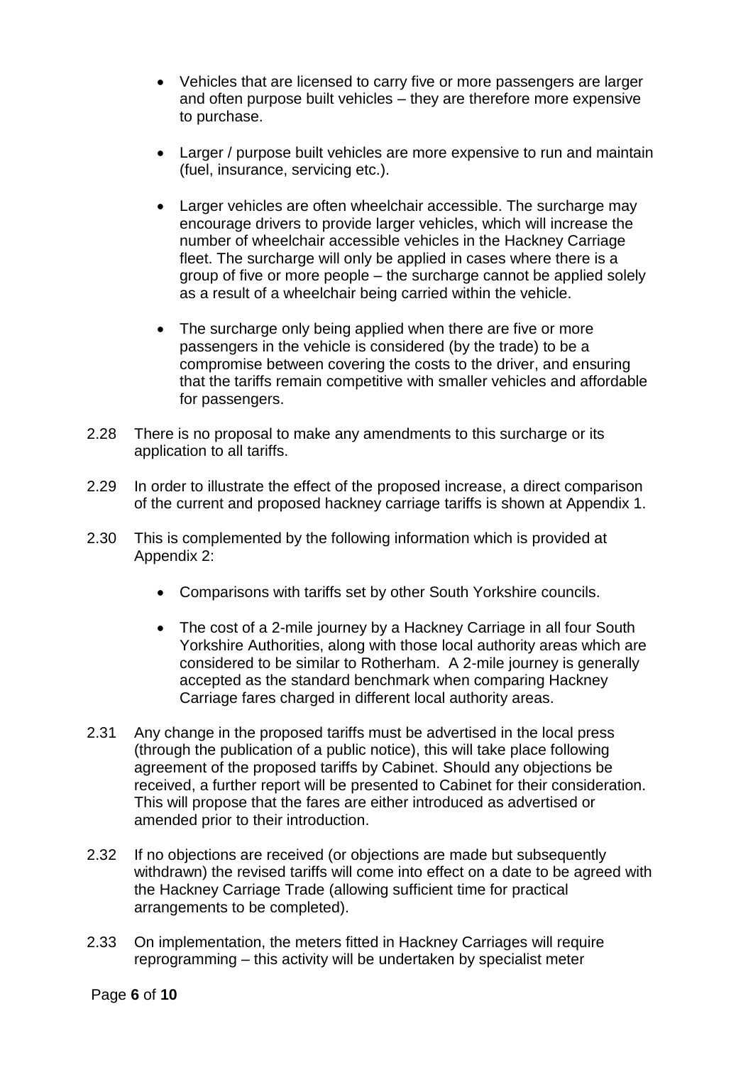- Vehicles that are licensed to carry five or more passengers are larger and often purpose built vehicles – they are therefore more expensive to purchase.

- Larger / purpose built vehicles are more expensive to run and maintain (fuel, insurance, servicing etc.).

- Larger vehicles are often wheelchair accessible. The surcharge may encourage drivers to provide larger vehicles, which will increase the number of wheelchair accessible vehicles in the Hackney Carriage fleet. The surcharge will only be applied in cases where there is a group of five or more people – the surcharge cannot be applied solely as a result of a wheelchair being carried within the vehicle.

- The surcharge only being applied when there are five or more passengers in the vehicle is considered (by the trade) to be a compromise between covering the costs to the driver, and ensuring that the tariffs remain competitive with smaller vehicles and affordable for passengers.

2.28 There is no proposal to make any amendments to this surcharge or its application to all tariffs.

2.29 In order to illustrate the effect of the proposed increase, a direct comparison of the current and proposed hackney carriage tariffs is shown at Appendix 1.

2.30 This is complemented by the following information which is provided at Appendix 2:

- Comparisons with tariffs set by other South Yorkshire councils.

- The cost of a 2-mile journey by a Hackney Carriage in all four South Yorkshire Authorities, along with those local authority areas which are considered to be similar to Rotherham. A 2-mile journey is generally accepted as the standard benchmark when comparing Hackney Carriage fares charged in different local authority areas.

2.31 Any change in the proposed tariffs must be advertised in the local press (through the publication of a public notice), this will take place following agreement of the proposed tariffs by Cabinet. Should any objections be received, a further report will be presented to Cabinet for their consideration. This will propose that the fares are either introduced as advertised or amended prior to their introduction.

2.32 If no objections are received (or objections are made but subsequently withdrawn) the revised tariffs will come into effect on a date to be agreed with the Hackney Carriage Trade (allowing sufficient time for practical arrangements to be completed).

2.33 On implementation, the meters fitted in Hackney Carriages will require reprogramming – this activity will be undertaken by specialist meter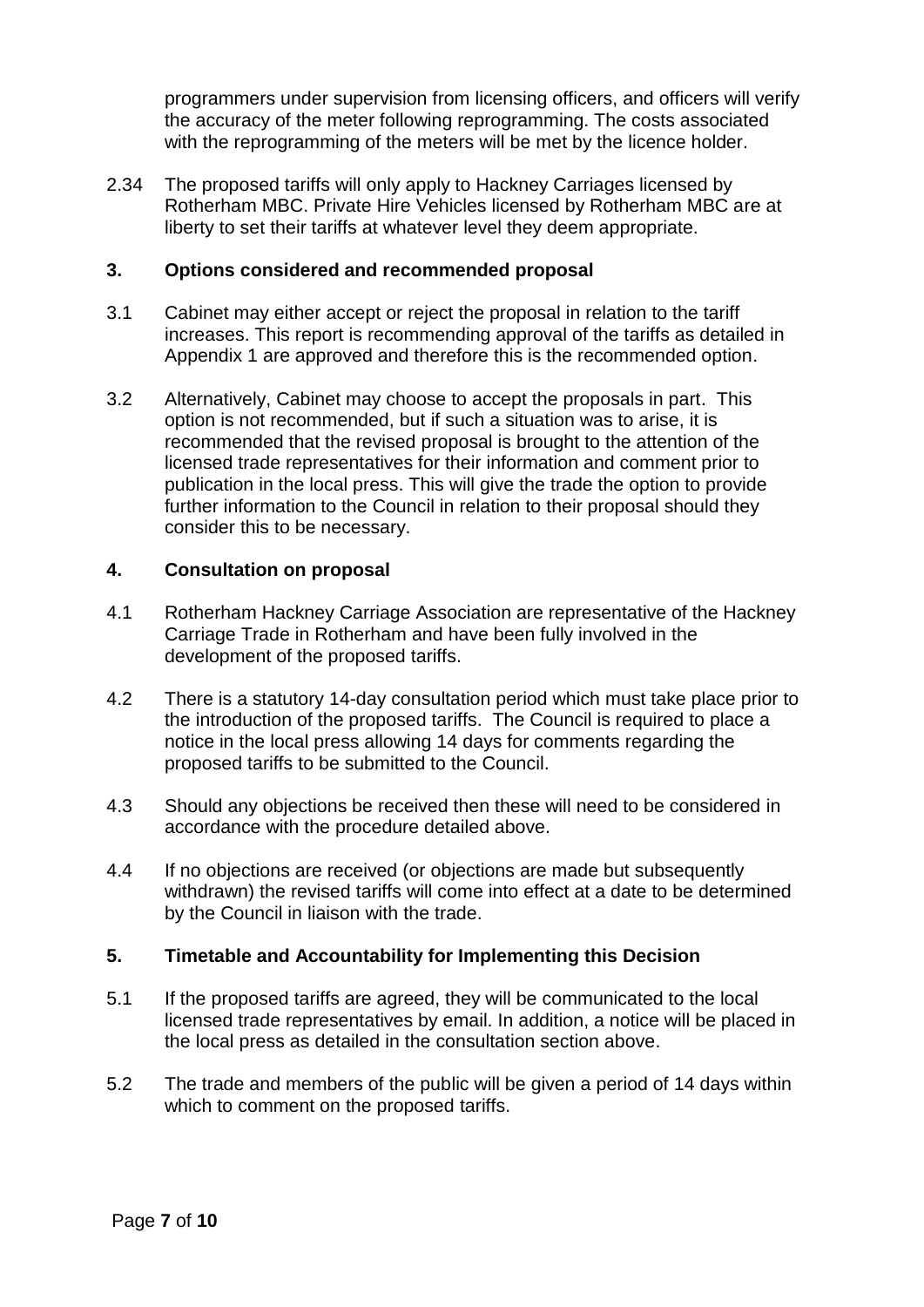programmers under supervision from licensing officers, and officers will verify the accuracy of the meter following reprogramming. The costs associated with the reprogramming of the meters will be met by the licence holder.

2.34 The proposed tariffs will only apply to Hackney Carriages licensed by Rotherham MBC. Private Hire Vehicles licensed by Rotherham MBC are at liberty to set their tariffs at whatever level they deem appropriate.

## 3. Options considered and recommended proposal

3.1 Cabinet may either accept or reject the proposal in relation to the tariff increases. This report is recommending approval of the tariffs as detailed in Appendix 1 are approved and therefore this is the recommended option.

3.2 Alternatively, Cabinet may choose to accept the proposals in part. This option is not recommended, but if such a situation was to arise, it is recommended that the revised proposal is brought to the attention of the licensed trade representatives for their information and comment prior to publication in the local press. This will give the trade the option to provide further information to the Council in relation to their proposal should they consider this to be necessary.

## 4. Consultation on proposal

4.1 Rotherham Hackney Carriage Association are representative of the Hackney Carriage Trade in Rotherham and have been fully involved in the development of the proposed tariffs.

4.2 There is a statutory 14-day consultation period which must take place prior to the introduction of the proposed tariffs. The Council is required to place a notice in the local press allowing 14 days for comments regarding the proposed tariffs to be submitted to the Council.

4.3 Should any objections be received then these will need to be considered in accordance with the procedure detailed above.

4.4 If no objections are received (or objections are made but subsequently withdrawn) the revised tariffs will come into effect at a date to be determined by the Council in liaison with the trade.

## 5. Timetable and Accountability for Implementing this Decision

5.1 If the proposed tariffs are agreed, they will be communicated to the local licensed trade representatives by email. In addition, a notice will be placed in the local press as detailed in the consultation section above.

5.2 The trade and members of the public will be given a period of 14 days within which to comment on the proposed tariffs.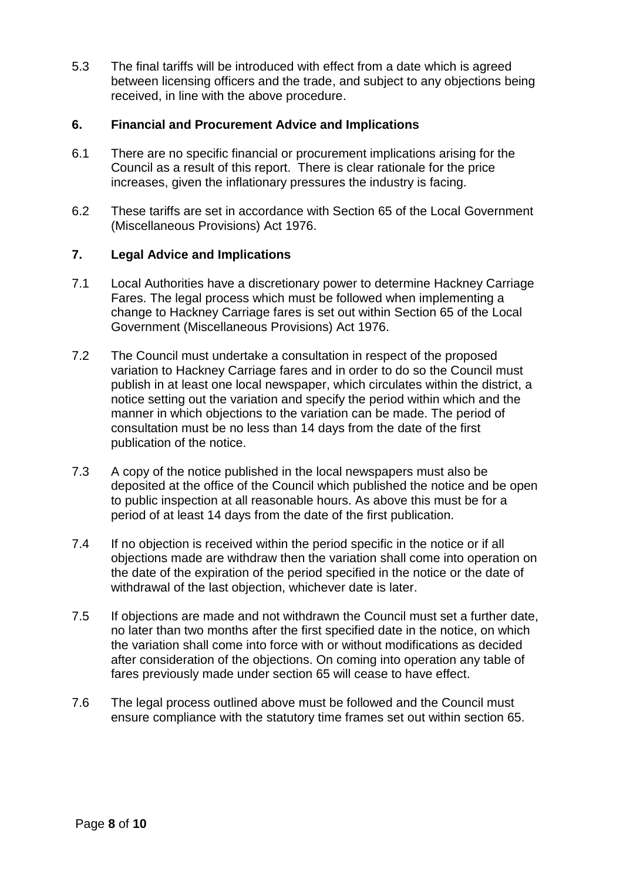5.3 The final tariffs will be introduced with effect from a date which is agreed between licensing officers and the trade, and subject to any objections being received, in line with the above procedure.

## 6. Financial and Procurement Advice and Implications

6.1 There are no specific financial or procurement implications arising for the Council as a result of this report. There is clear rationale for the price increases, given the inflationary pressures the industry is facing.

6.2 These tariffs are set in accordance with Section 65 of the Local Government (Miscellaneous Provisions) Act 1976.

## 7. Legal Advice and Implications

7.1 Local Authorities have a discretionary power to determine Hackney Carriage Fares. The legal process which must be followed when implementing a change to Hackney Carriage fares is set out within Section 65 of the Local Government (Miscellaneous Provisions) Act 1976.

7.2 The Council must undertake a consultation in respect of the proposed variation to Hackney Carriage fares and in order to do so the Council must publish in at least one local newspaper, which circulates within the district, a notice setting out the variation and specify the period within which and the manner in which objections to the variation can be made. The period of consultation must be no less than 14 days from the date of the first publication of the notice.

7.3 A copy of the notice published in the local newspapers must also be deposited at the office of the Council which published the notice and be open to public inspection at all reasonable hours. As above this must be for a period of at least 14 days from the date of the first publication.

7.4 If no objection is received within the period specific in the notice or if all objections made are withdraw then the variation shall come into operation on the date of the expiration of the period specified in the notice or the date of withdrawal of the last objection, whichever date is later.

7.5 If objections are made and not withdrawn the Council must set a further date, no later than two months after the first specified date in the notice, on which the variation shall come into force with or without modifications as decided after consideration of the objections. On coming into operation any table of fares previously made under section 65 will cease to have effect.

7.6 The legal process outlined above must be followed and the Council must ensure compliance with the statutory time frames set out within section 65.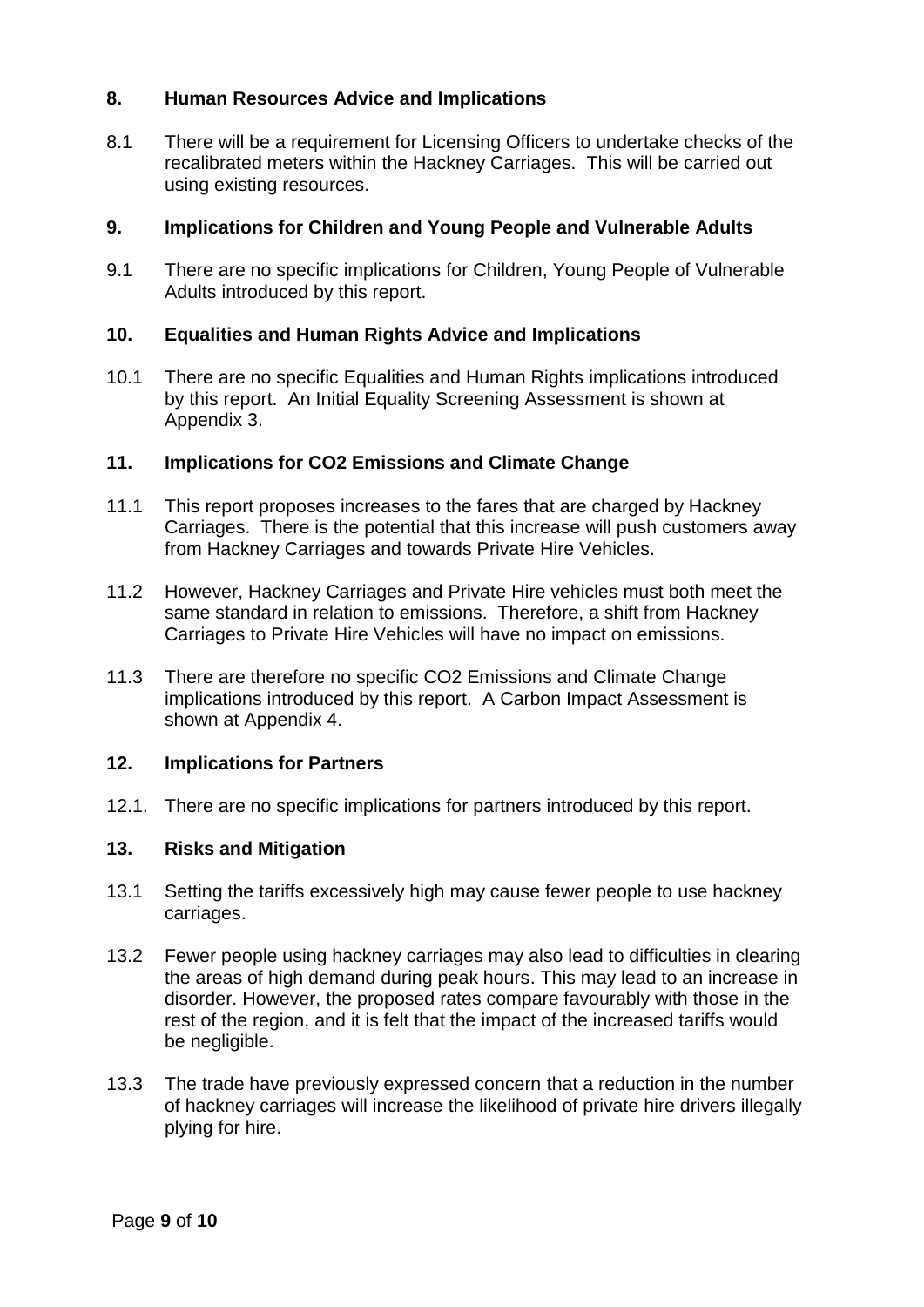## 8. Human Resources Advice and Implications

8.1 There will be a requirement for Licensing Officers to undertake checks of the recalibrated meters within the Hackney Carriages. This will be carried out using existing resources.

## 9. Implications for Children and Young People and Vulnerable Adults

9.1 There are no specific implications for Children, Young People of Vulnerable Adults introduced by this report.

## 10. Equalities and Human Rights Advice and Implications

10.1 There are no specific Equalities and Human Rights implications introduced by this report. An Initial Equality Screening Assessment is shown at Appendix 3.

## 11. Implications for CO2 Emissions and Climate Change

11.1 This report proposes increases to the fares that are charged by Hackney Carriages. There is the potential that this increase will push customers away from Hackney Carriages and towards Private Hire Vehicles.

11.2 However, Hackney Carriages and Private Hire vehicles must both meet the same standard in relation to emissions. Therefore, a shift from Hackney Carriages to Private Hire Vehicles will have no impact on emissions.

11.3 There are therefore no specific CO2 Emissions and Climate Change implications introduced by this report. A Carbon Impact Assessment is shown at Appendix 4.

## 12. Implications for Partners

12.1. There are no specific implications for partners introduced by this report.

## 13. Risks and Mitigation

13.1 Setting the tariffs excessively high may cause fewer people to use hackney carriages.

13.2 Fewer people using hackney carriages may also lead to difficulties in clearing the areas of high demand during peak hours. This may lead to an increase in disorder. However, the proposed rates compare favourably with those in the rest of the region, and it is felt that the impact of the increased tariffs would be negligible.

13.3 The trade have previously expressed concern that a reduction in the number of hackney carriages will increase the likelihood of private hire drivers illegally plying for hire.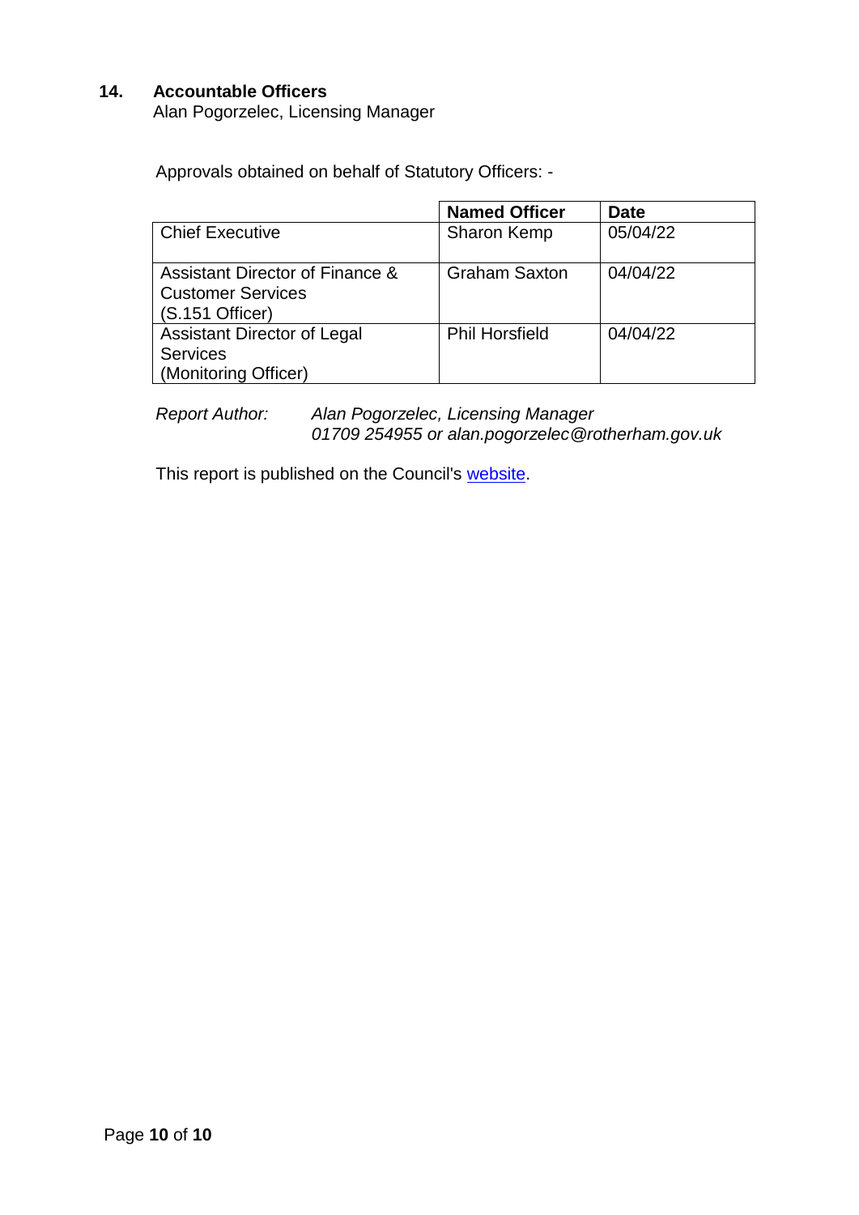## 14. Accountable Officers

Alan Pogorzelec, Licensing Manager

Approvals obtained on behalf of Statutory Officers: -

| | Named Officer | Date |
|---|---|---|
| Chief Executive | Sharon Kemp | 05/04/22 |
| Assistant Director of Finance & Customer Services (S.151 Officer) | Graham Saxton | 04/04/22 |
| Assistant Director of Legal Services (Monitoring Officer) | Phil Horsfield | 04/04/22 |

*Report Author:* *Alan Pogorzelec, Licensing Manager*
*01709 254955 or alan.pogorzelec@rotherham.gov.uk*

This report is published on the Council's website.